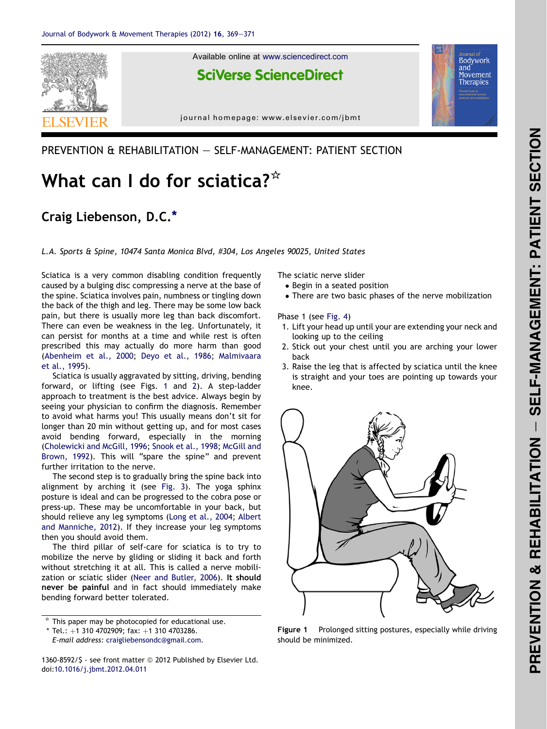PREVENTION & REHABILITATION — SELF-MANAGEMENT: PATIENT SECTION

# What can I do for sciatica?☆

**Craig Liebenson, D.C.***

*L.A. Sports & Spine, 10474 Santa Monica Blvd, #304, Los Angeles 90025, United States*

Sciatica is a very common disabling condition frequently caused by a bulging disc compressing a nerve at the base of the spine. Sciatica involves pain, numbness or tingling down the back of the thigh and leg. There may be some low back pain, but there is usually more leg than back discomfort. There can even be weakness in the leg. Unfortunately, it can persist for months at a time and while rest is often prescribed this may actually do more harm than good (Abenheim et al., 2000; Deyo et al., 1986; Malmivaara et al., 1995).

Sciatica is usually aggravated by sitting, driving, bending forward, or lifting (see Figs. 1 and 2). A step-ladder approach to treatment is the best advice. Always begin by seeing your physician to confirm the diagnosis. Remember to avoid what harms you! This usually means don't sit for longer than 20 min without getting up, and for most cases avoid bending forward, especially in the morning (Cholewicki and McGill, 1996; Snook et al., 1998; McGill and Brown, 1992). This will "spare the spine" and prevent further irritation to the nerve.

The second step is to gradually bring the spine back into alignment by arching it (see Fig. 3). The yoga sphinx posture is ideal and can be progressed to the cobra pose or press-up. These may be uncomfortable in your back, but should relieve any leg symptoms (Long et al., 2004; Albert and Manniche, 2012). If they increase your leg symptoms then you should avoid them.

The third pillar of self-care for sciatica is to try to mobilize the nerve by gliding or sliding it back and forth without stretching it at all. This is called a nerve mobilization or sciatic slider (Neer and Butler, 2006). **It should never be painful** and in fact should immediately make bending forward better tolerated.

The sciatic nerve slider

- Begin in a seated position
- There are two basic phases of the nerve mobilization

Phase 1 (see Fig. 4)

1. Lift your head up until your are extending your neck and looking up to the ceiling
2. Stick out your chest until you are arching your lower back
3. Raise the leg that is affected by sciatica until the knee is straight and your toes are pointing up towards your knee.

**Figure 1** Prolonged sitting postures, especially while driving should be minimized.

☆ This paper may be photocopied for educational use.
* Tel.: +1 310 4702909; fax: +1 310 4703286.
*E-mail address:* craigliebensondc@gmail.com.

1360-8592/$ - see front matter © 2012 Published by Elsevier Ltd.
doi:10.1016/j.jbmt.2012.04.011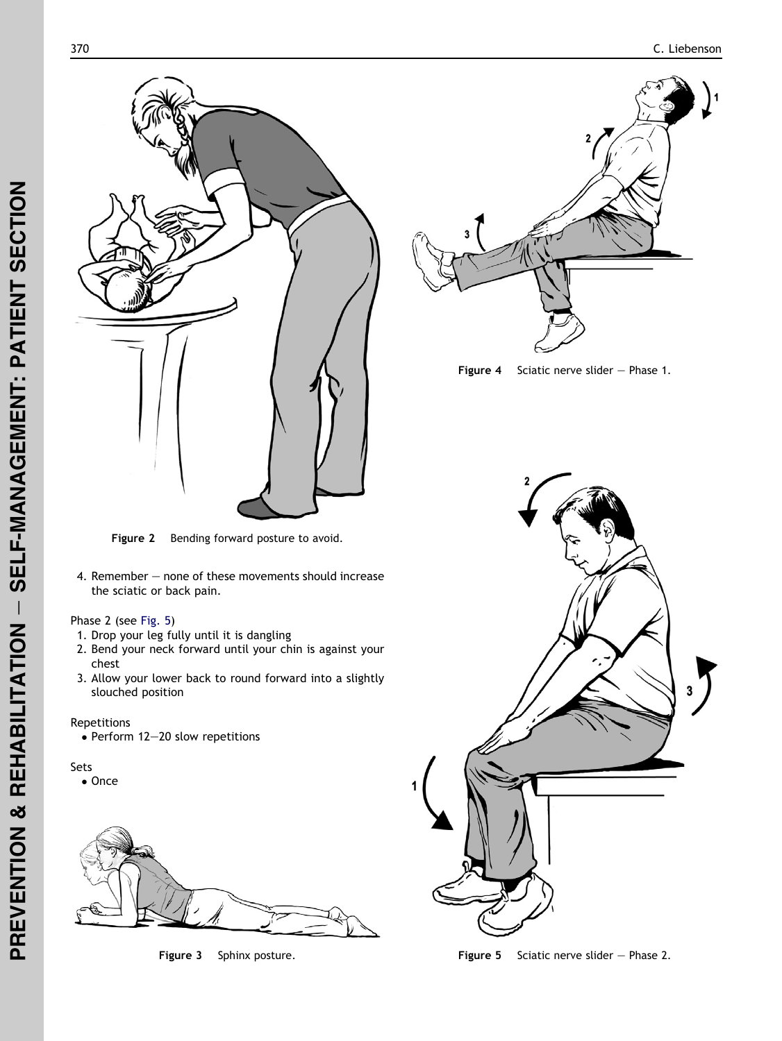Figure 2 Bending forward posture to avoid.

Figure 4 Sciatic nerve slider — Phase 1.

4. Remember — none of these movements should increase the sciatic or back pain.

Phase 2 (see Fig. 5)

1. Drop your leg fully until it is dangling
2. Bend your neck forward until your chin is against your chest
3. Allow your lower back to round forward into a slightly slouched position

Repetitions

- Perform 12–20 slow repetitions

Sets

- Once

Figure 3 Sphinx posture.

Figure 5 Sciatic nerve slider — Phase 2.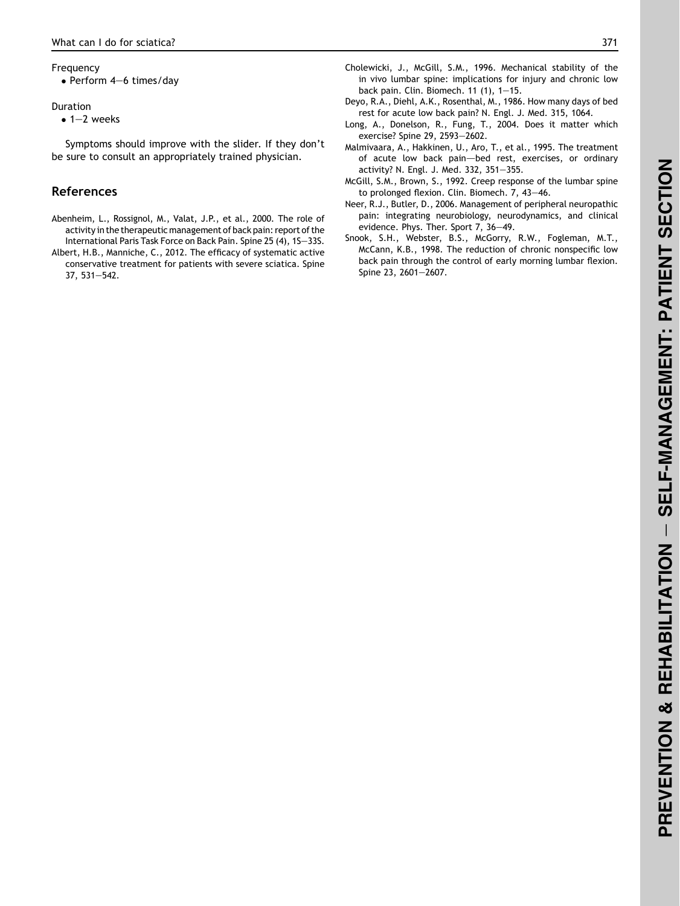Frequency

- Perform 4–6 times/day

Duration

- 1–2 weeks

Symptoms should improve with the slider. If they don't be sure to consult an appropriately trained physician.

## References

Abenheim, L., Rossignol, M., Valat, J.P., et al., 2000. The role of activity in the therapeutic management of back pain: report of the International Paris Task Force on Back Pain. Spine 25 (4), 1S–33S.

Albert, H.B., Manniche, C., 2012. The efficacy of systematic active conservative treatment for patients with severe sciatica. Spine 37, 531–542.

Cholewicki, J., McGill, S.M., 1996. Mechanical stability of the in vivo lumbar spine: implications for injury and chronic low back pain. Clin. Biomech. 11 (1), 1–15.

Deyo, R.A., Diehl, A.K., Rosenthal, M., 1986. How many days of bed rest for acute low back pain? N. Engl. J. Med. 315, 1064.

Long, A., Donelson, R., Fung, T., 2004. Does it matter which exercise? Spine 29, 2593–2602.

Malmivaara, A., Hakkinen, U., Aro, T., et al., 1995. The treatment of acute low back pain—bed rest, exercises, or ordinary activity? N. Engl. J. Med. 332, 351–355.

McGill, S.M., Brown, S., 1992. Creep response of the lumbar spine to prolonged flexion. Clin. Biomech. 7, 43–46.

Neer, R.J., Butler, D., 2006. Management of peripheral neuropathic pain: integrating neurobiology, neurodynamics, and clinical evidence. Phys. Ther. Sport 7, 36–49.

Snook, S.H., Webster, B.S., McGorry, R.W., Fogleman, M.T., McCann, K.B., 1998. The reduction of chronic nonspecific low back pain through the control of early morning lumbar flexion. Spine 23, 2601–2607.